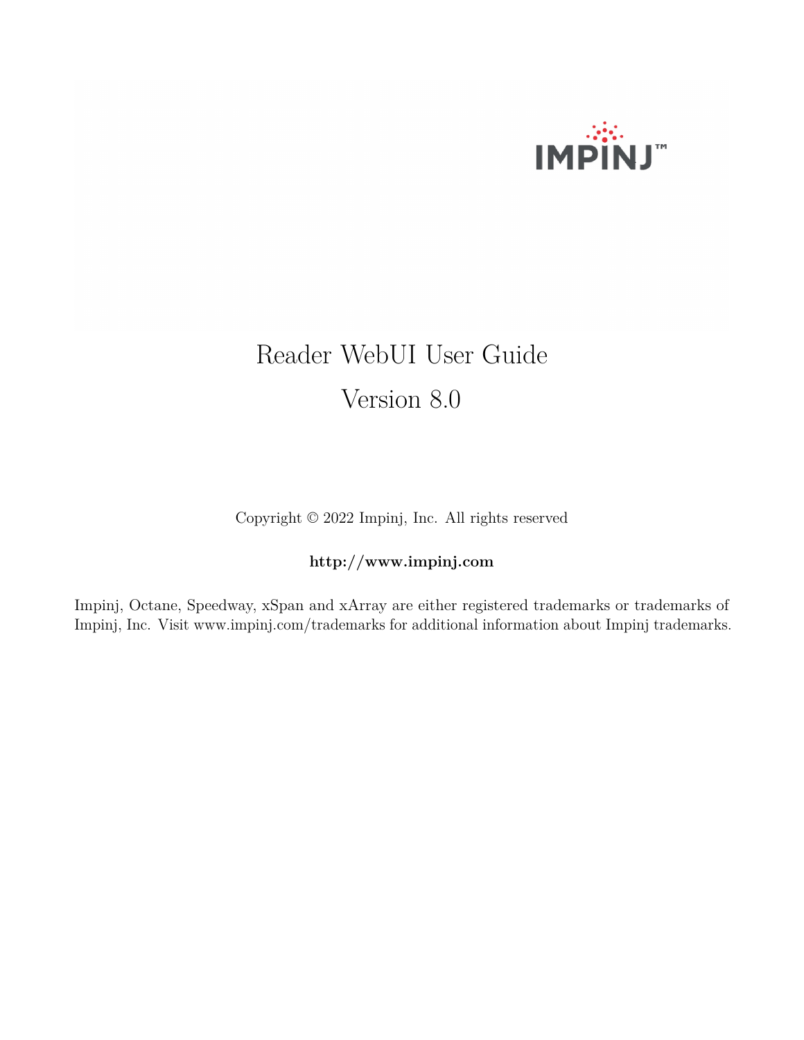# Reader WebUI User Guide

## Version 8.0

Copyright © 2022 Impinj, Inc. All rights reserved

**http://www.impinj.com**

Impinj, Octane, Speedway, xSpan and xArray are either registered trademarks or trademarks of Impinj, Inc. Visit www.impinj.com/trademarks for additional information about Impinj trademarks.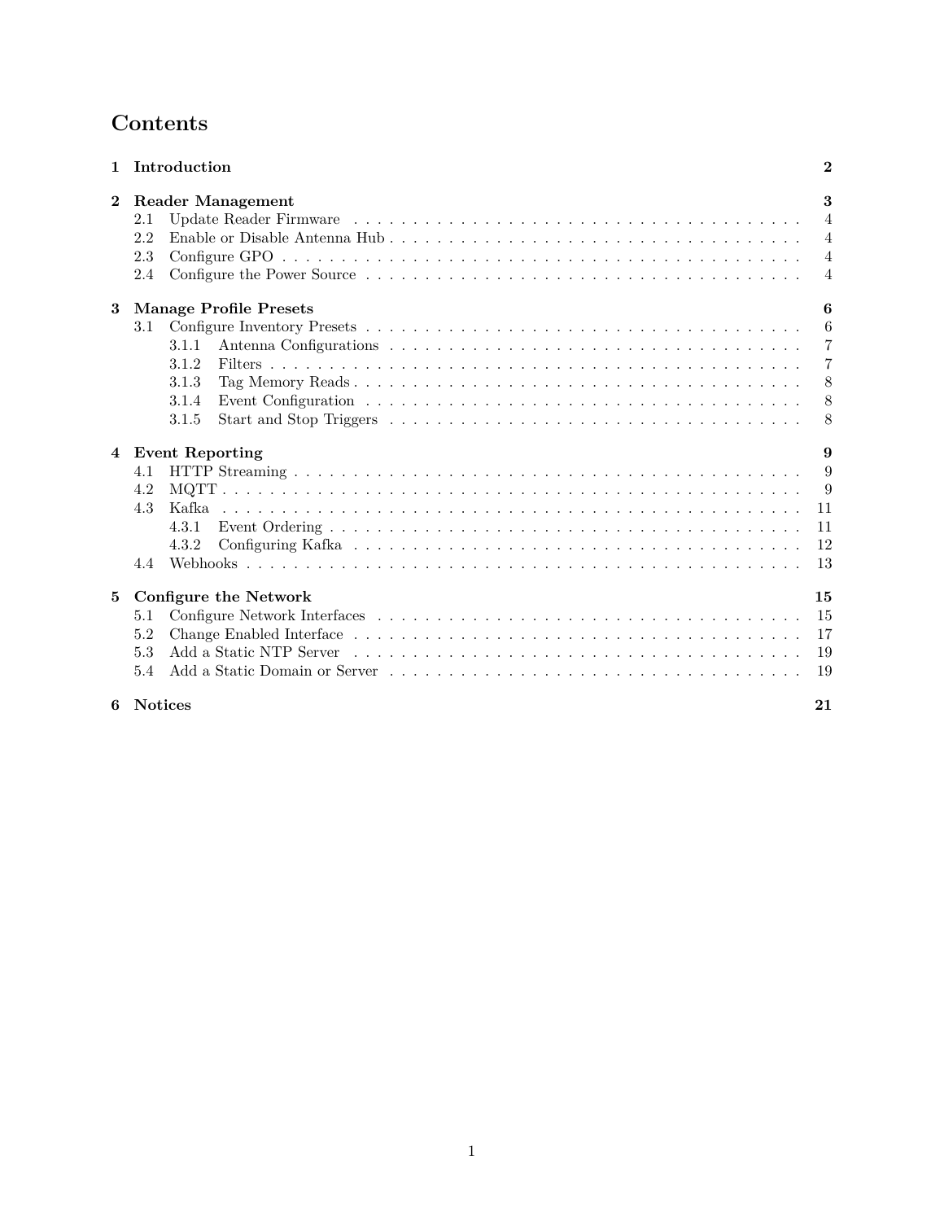# Contents

**1 Introduction** **2**

**2 Reader Management** **3**

- 2.1 Update Reader Firmware . . . . . 4
- 2.2 Enable or Disable Antenna Hub . . . . . 4
- 2.3 Configure GPO . . . . . 4
- 2.4 Configure the Power Source . . . . . 4

**3 Manage Profile Presets** **6**

- 3.1 Configure Inventory Presets . . . . . 6
  - 3.1.1 Antenna Configurations . . . . . 7
  - 3.1.2 Filters . . . . . 7
  - 3.1.3 Tag Memory Reads . . . . . 8
  - 3.1.4 Event Configuration . . . . . 8
  - 3.1.5 Start and Stop Triggers . . . . . 8

**4 Event Reporting** **9**

- 4.1 HTTP Streaming . . . . . 9
- 4.2 MQTT . . . . . 9
- 4.3 Kafka . . . . . 11
  - 4.3.1 Event Ordering . . . . . 11
  - 4.3.2 Configuring Kafka . . . . . 12
- 4.4 Webhooks . . . . . 13

**5 Configure the Network** **15**

- 5.1 Configure Network Interfaces . . . . . 15
- 5.2 Change Enabled Interface . . . . . 17
- 5.3 Add a Static NTP Server . . . . . 19
- 5.4 Add a Static Domain or Server . . . . . 19

**6 Notices** **21**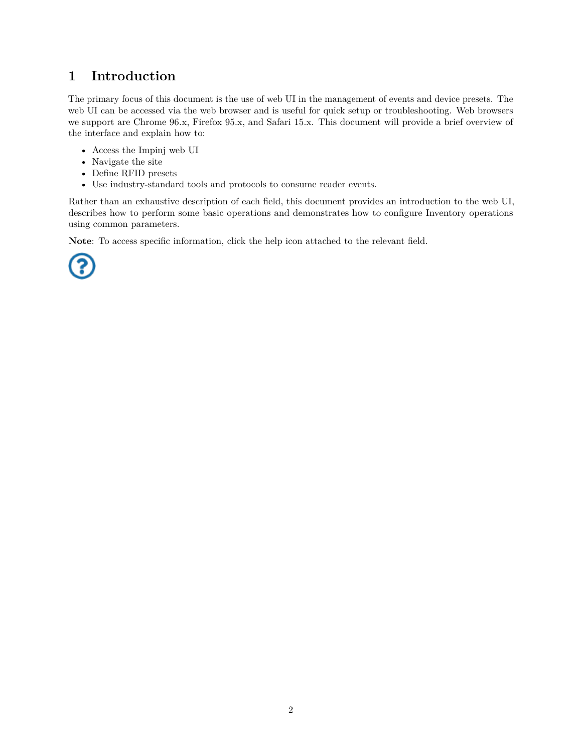# 1 Introduction

The primary focus of this document is the use of web UI in the management of events and device presets. The web UI can be accessed via the web browser and is useful for quick setup or troubleshooting. Web browsers we support are Chrome 96.x, Firefox 95.x, and Safari 15.x. This document will provide a brief overview of the interface and explain how to:

- Access the Impinj web UI
- Navigate the site
- Define RFID presets
- Use industry-standard tools and protocols to consume reader events.

Rather than an exhaustive description of each field, this document provides an introduction to the web UI, describes how to perform some basic operations and demonstrates how to configure Inventory operations using common parameters.

**Note**: To access specific information, click the help icon attached to the relevant field.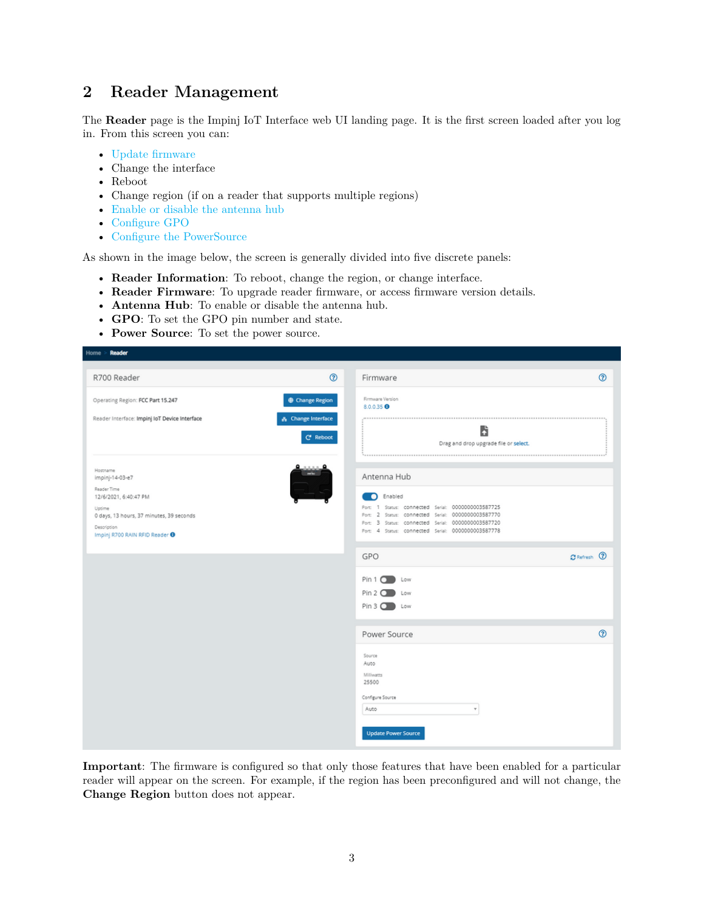## 2 Reader Management

The **Reader** page is the Impinj IoT Interface web UI landing page. It is the first screen loaded after you log in. From this screen you can:

- Update firmware
- Change the interface
- Reboot
- Change region (if on a reader that supports multiple regions)
- Enable or disable the antenna hub
- Configure GPO
- Configure the PowerSource

As shown in the image below, the screen is generally divided into five discrete panels:

- **Reader Information**: To reboot, change the region, or change interface.
- **Reader Firmware**: To upgrade reader firmware, or access firmware version details.
- **Antenna Hub**: To enable or disable the antenna hub.
- **GPO**: To set the GPO pin number and state.
- **Power Source**: To set the power source.

**Important**: The firmware is configured so that only those features that have been enabled for a particular reader will appear on the screen. For example, if the region has been preconfigured and will not change, the **Change Region** button does not appear.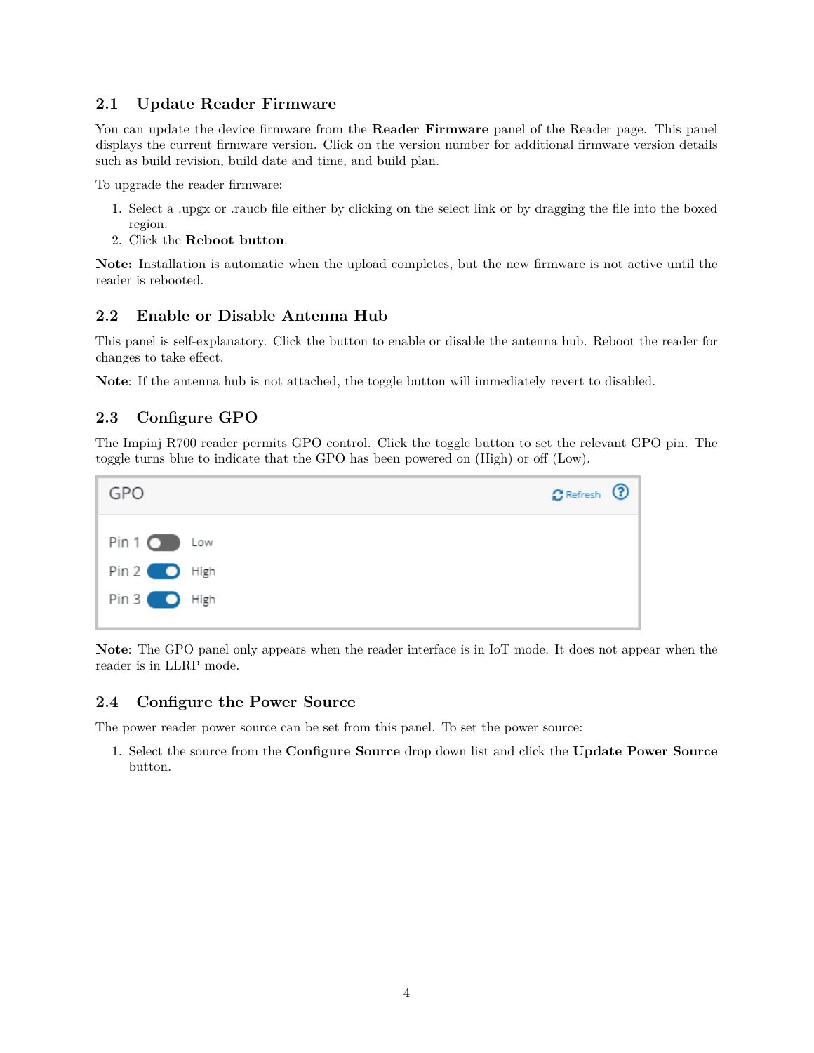## 2.1 Update Reader Firmware

You can update the device firmware from the **Reader Firmware** panel of the Reader page. This panel displays the current firmware version. Click on the version number for additional firmware version details such as build revision, build date and time, and build plan.

To upgrade the reader firmware:

1. Select a .upgx or .raucb file either by clicking on the select link or by dragging the file into the boxed region.
2. Click the **Reboot button**.

**Note:** Installation is automatic when the upload completes, but the new firmware is not active until the reader is rebooted.

## 2.2 Enable or Disable Antenna Hub

This panel is self-explanatory. Click the button to enable or disable the antenna hub. Reboot the reader for changes to take effect.

**Note**: If the antenna hub is not attached, the toggle button will immediately revert to disabled.

## 2.3 Configure GPO

The Impinj R700 reader permits GPO control. Click the toggle button to set the relevant GPO pin. The toggle turns blue to indicate that the GPO has been powered on (High) or off (Low).

**Note**: The GPO panel only appears when the reader interface is in IoT mode. It does not appear when the reader is in LLRP mode.

## 2.4 Configure the Power Source

The power reader power source can be set from this panel. To set the power source:

1. Select the source from the **Configure Source** drop down list and click the **Update Power Source** button.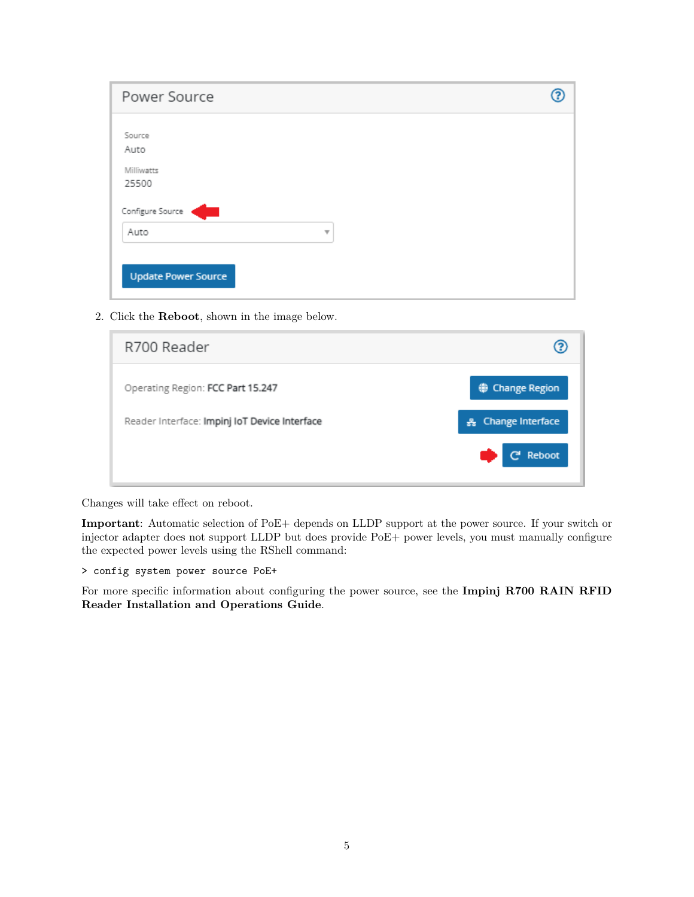Power Source

Source
Auto

Milliwatts
25500

Configure Source

Auto

Update Power Source

2. Click the **Reboot**, shown in the image below.

R700 Reader

Operating Region: FCC Part 15.247

Reader Interface: Impinj IoT Device Interface

Change Region

Change Interface

Reboot

Changes will take effect on reboot.

**Important**: Automatic selection of PoE+ depends on LLDP support at the power source. If your switch or injector adapter does not support LLDP but does provide PoE+ power levels, you must manually configure the expected power levels using the RShell command:

```
> config system power source PoE+
```

For more specific information about configuring the power source, see the **Impinj R700 RAIN RFID Reader Installation and Operations Guide**.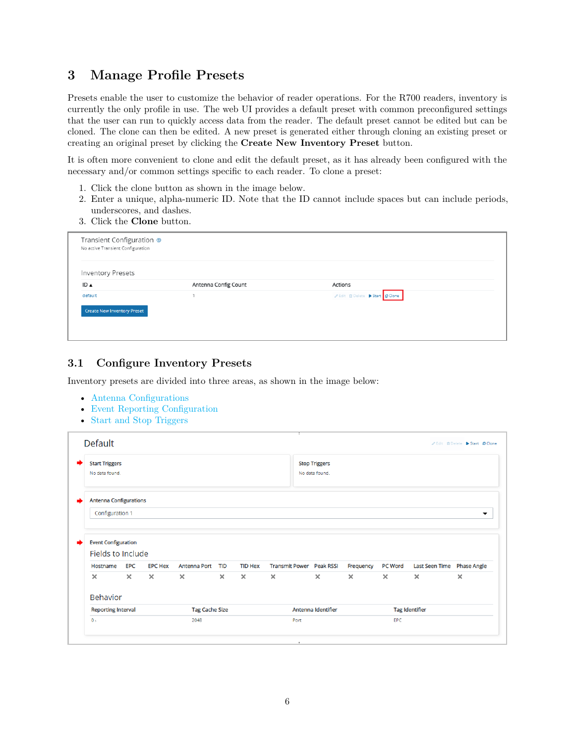# 3 Manage Profile Presets

Presets enable the user to customize the behavior of reader operations. For the R700 readers, inventory is currently the only profile in use. The web UI provides a default preset with common preconfigured settings that the user can run to quickly access data from the reader. The default preset cannot be edited but can be cloned. The clone can then be edited. A new preset is generated either through cloning an existing preset or creating an original preset by clicking the **Create New Inventory Preset** button.

It is often more convenient to clone and edit the default preset, as it has already been configured with the necessary and/or common settings specific to each reader. To clone a preset:

1. Click the clone button as shown in the image below.
2. Enter a unique, alpha-numeric ID. Note that the ID cannot include spaces but can include periods, underscores, and dashes.
3. Click the **Clone** button.

## 3.1 Configure Inventory Presets

Inventory presets are divided into three areas, as shown in the image below:

- Antenna Configurations
- Event Reporting Configuration
- Start and Stop Triggers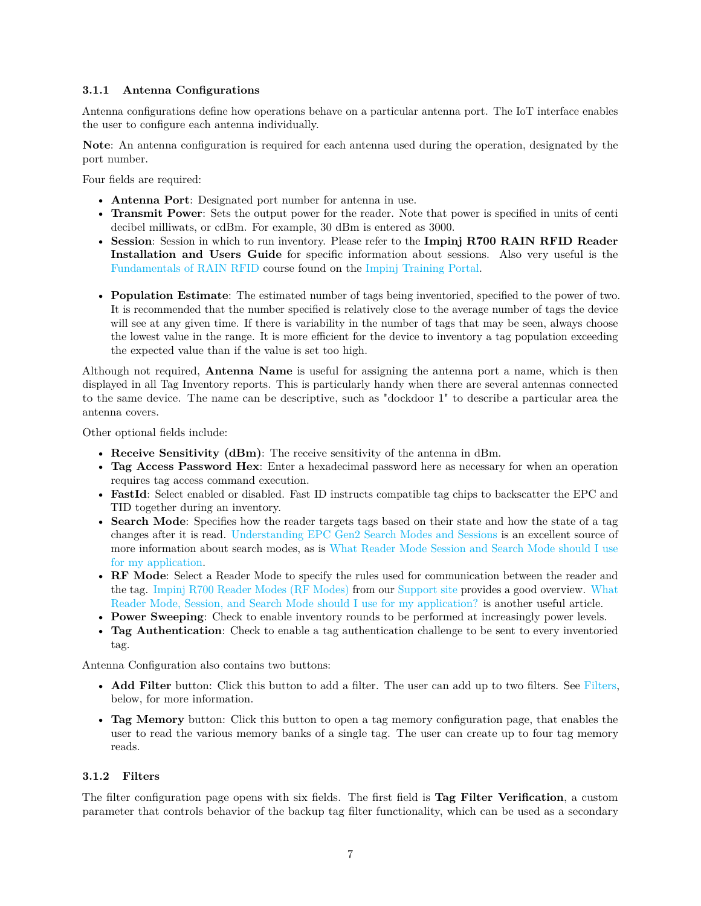### 3.1.1 Antenna Configurations

Antenna configurations define how operations behave on a particular antenna port. The IoT interface enables the user to configure each antenna individually.

**Note**: An antenna configuration is required for each antenna used during the operation, designated by the port number.

Four fields are required:

- **Antenna Port**: Designated port number for antenna in use.
- **Transmit Power**: Sets the output power for the reader. Note that power is specified in units of centi decibel milliwats, or cdBm. For example, 30 dBm is entered as 3000.
- **Session**: Session in which to run inventory. Please refer to the **Impinj R700 RAIN RFID Reader Installation and Users Guide** for specific information about sessions. Also very useful is the Fundamentals of RAIN RFID course found on the Impinj Training Portal.
- **Population Estimate**: The estimated number of tags being inventoried, specified to the power of two. It is recommended that the number specified is relatively close to the average number of tags the device will see at any given time. If there is variability in the number of tags that may be seen, always choose the lowest value in the range. It is more efficient for the device to inventory a tag population exceeding the expected value than if the value is set too high.

Although not required, **Antenna Name** is useful for assigning the antenna port a name, which is then displayed in all Tag Inventory reports. This is particularly handy when there are several antennas connected to the same device. The name can be descriptive, such as "dockdoor 1" to describe a particular area the antenna covers.

Other optional fields include:

- **Receive Sensitivity (dBm)**: The receive sensitivity of the antenna in dBm.
- **Tag Access Password Hex**: Enter a hexadecimal password here as necessary for when an operation requires tag access command execution.
- **FastId**: Select enabled or disabled. Fast ID instructs compatible tag chips to backscatter the EPC and TID together during an inventory.
- **Search Mode**: Specifies how the reader targets tags based on their state and how the state of a tag changes after it is read. Understanding EPC Gen2 Search Modes and Sessions is an excellent source of more information about search modes, as is What Reader Mode Session and Search Mode should I use for my application.
- **RF Mode**: Select a Reader Mode to specify the rules used for communication between the reader and the tag. Impinj R700 Reader Modes (RF Modes) from our Support site provides a good overview. What Reader Mode, Session, and Search Mode should I use for my application? is another useful article.
- **Power Sweeping**: Check to enable inventory rounds to be performed at increasingly power levels.
- **Tag Authentication**: Check to enable a tag authentication challenge to be sent to every inventoried tag.

Antenna Configuration also contains two buttons:

- **Add Filter** button: Click this button to add a filter. The user can add up to two filters. See Filters, below, for more information.
- **Tag Memory** button: Click this button to open a tag memory configuration page, that enables the user to read the various memory banks of a single tag. The user can create up to four tag memory reads.

### 3.1.2 Filters

The filter configuration page opens with six fields. The first field is **Tag Filter Verification**, a custom parameter that controls behavior of the backup tag filter functionality, which can be used as a secondary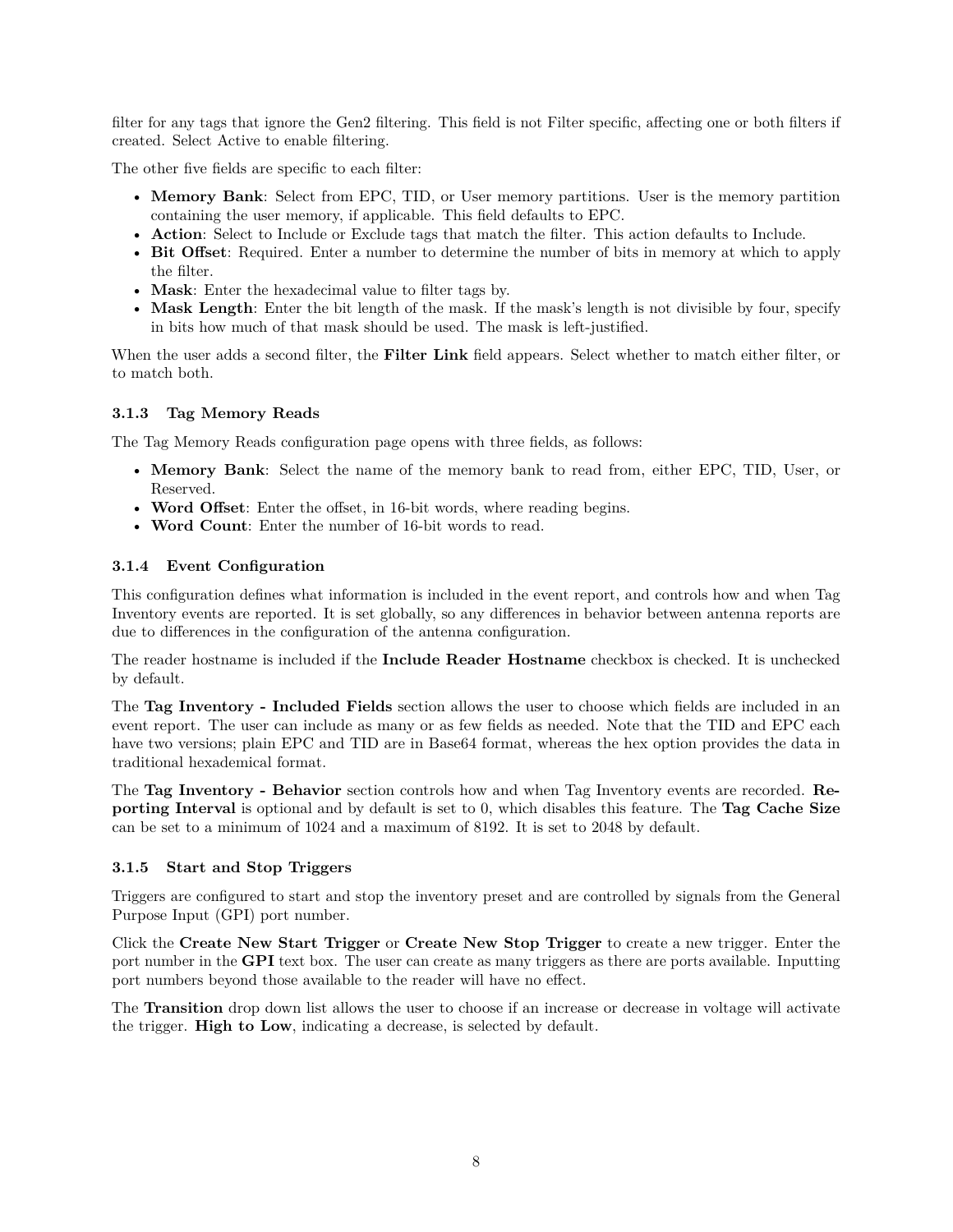filter for any tags that ignore the Gen2 filtering. This field is not Filter specific, affecting one or both filters if created. Select Active to enable filtering.

The other five fields are specific to each filter:

- **Memory Bank**: Select from EPC, TID, or User memory partitions. User is the memory partition containing the user memory, if applicable. This field defaults to EPC.
- **Action**: Select to Include or Exclude tags that match the filter. This action defaults to Include.
- **Bit Offset**: Required. Enter a number to determine the number of bits in memory at which to apply the filter.
- **Mask**: Enter the hexadecimal value to filter tags by.
- **Mask Length**: Enter the bit length of the mask. If the mask's length is not divisible by four, specify in bits how much of that mask should be used. The mask is left-justified.

When the user adds a second filter, the **Filter Link** field appears. Select whether to match either filter, or to match both.

### 3.1.3 Tag Memory Reads

The Tag Memory Reads configuration page opens with three fields, as follows:

- **Memory Bank**: Select the name of the memory bank to read from, either EPC, TID, User, or Reserved.
- **Word Offset**: Enter the offset, in 16-bit words, where reading begins.
- **Word Count**: Enter the number of 16-bit words to read.

### 3.1.4 Event Configuration

This configuration defines what information is included in the event report, and controls how and when Tag Inventory events are reported. It is set globally, so any differences in behavior between antenna reports are due to differences in the configuration of the antenna configuration.

The reader hostname is included if the **Include Reader Hostname** checkbox is checked. It is unchecked by default.

The **Tag Inventory - Included Fields** section allows the user to choose which fields are included in an event report. The user can include as many or as few fields as needed. Note that the TID and EPC each have two versions; plain EPC and TID are in Base64 format, whereas the hex option provides the data in traditional hexademical format.

The **Tag Inventory - Behavior** section controls how and when Tag Inventory events are recorded. **Reporting Interval** is optional and by default is set to 0, which disables this feature. The **Tag Cache Size** can be set to a minimum of 1024 and a maximum of 8192. It is set to 2048 by default.

### 3.1.5 Start and Stop Triggers

Triggers are configured to start and stop the inventory preset and are controlled by signals from the General Purpose Input (GPI) port number.

Click the **Create New Start Trigger** or **Create New Stop Trigger** to create a new trigger. Enter the port number in the **GPI** text box. The user can create as many triggers as there are ports available. Inputting port numbers beyond those available to the reader will have no effect.

The **Transition** drop down list allows the user to choose if an increase or decrease in voltage will activate the trigger. **High to Low**, indicating a decrease, is selected by default.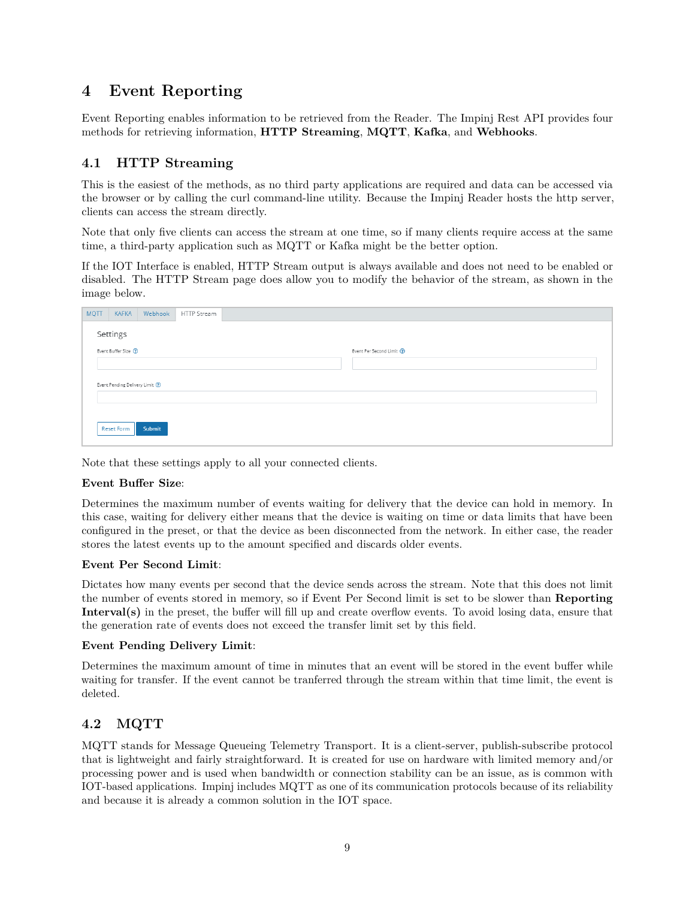# 4 Event Reporting

Event Reporting enables information to be retrieved from the Reader. The Impinj Rest API provides four methods for retrieving information, **HTTP Streaming**, **MQTT**, **Kafka**, and **Webhooks**.

## 4.1 HTTP Streaming

This is the easiest of the methods, as no third party applications are required and data can be accessed via the browser or by calling the curl command-line utility. Because the Impinj Reader hosts the http server, clients can access the stream directly.

Note that only five clients can access the stream at one time, so if many clients require access at the same time, a third-party application such as MQTT or Kafka might be the better option.

If the IOT Interface is enabled, HTTP Stream output is always available and does not need to be enabled or disabled. The HTTP Stream page does allow you to modify the behavior of the stream, as shown in the image below.

Note that these settings apply to all your connected clients.

**Event Buffer Size**:

Determines the maximum number of events waiting for delivery that the device can hold in memory. In this case, waiting for delivery either means that the device is waiting on time or data limits that have been configured in the preset, or that the device as been disconnected from the network. In either case, the reader stores the latest events up to the amount specified and discards older events.

**Event Per Second Limit**:

Dictates how many events per second that the device sends across the stream. Note that this does not limit the number of events stored in memory, so if Event Per Second limit is set to be slower than **Reporting Interval(s)** in the preset, the buffer will fill up and create overflow events. To avoid losing data, ensure that the generation rate of events does not exceed the transfer limit set by this field.

**Event Pending Delivery Limit**:

Determines the maximum amount of time in minutes that an event will be stored in the event buffer while waiting for transfer. If the event cannot be tranferred through the stream within that time limit, the event is deleted.

## 4.2 MQTT

MQTT stands for Message Queueing Telemetry Transport. It is a client-server, publish-subscribe protocol that is lightweight and fairly straightforward. It is created for use on hardware with limited memory and/or processing power and is used when bandwidth or connection stability can be an issue, as is common with IOT-based applications. Impinj includes MQTT as one of its communication protocols because of its reliability and because it is already a common solution in the IOT space.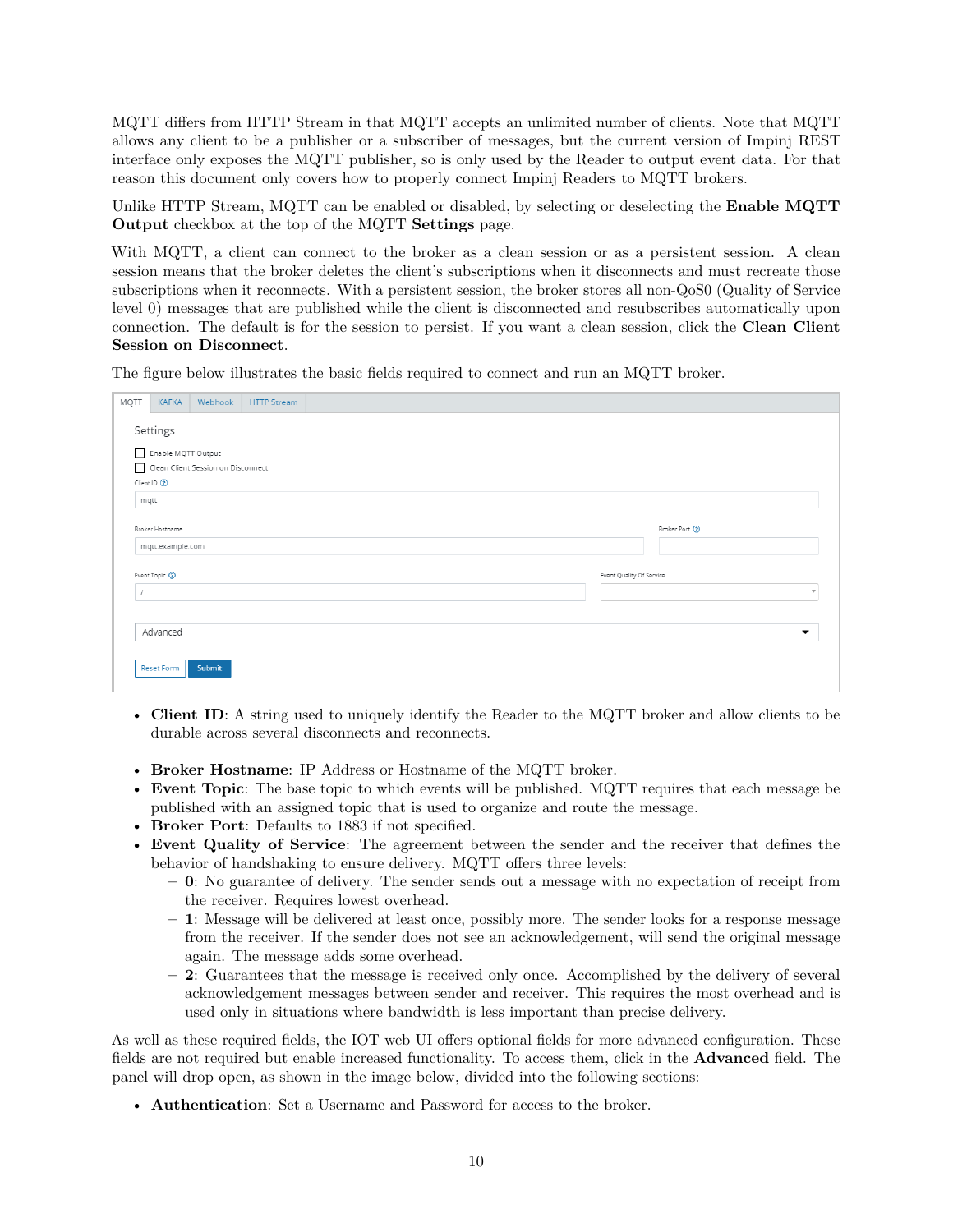MQTT differs from HTTP Stream in that MQTT accepts an unlimited number of clients. Note that MQTT allows any client to be a publisher or a subscriber of messages, but the current version of Impinj REST interface only exposes the MQTT publisher, so is only used by the Reader to output event data. For that reason this document only covers how to properly connect Impinj Readers to MQTT brokers.

Unlike HTTP Stream, MQTT can be enabled or disabled, by selecting or deselecting the **Enable MQTT Output** checkbox at the top of the MQTT **Settings** page.

With MQTT, a client can connect to the broker as a clean session or as a persistent session. A clean session means that the broker deletes the client's subscriptions when it disconnects and must recreate those subscriptions when it reconnects. With a persistent session, the broker stores all non-QoS0 (Quality of Service level 0) messages that are published while the client is disconnected and resubscribes automatically upon connection. The default is for the session to persist. If you want a clean session, click the **Clean Client Session on Disconnect**.

The figure below illustrates the basic fields required to connect and run an MQTT broker.

- **Client ID**: A string used to uniquely identify the Reader to the MQTT broker and allow clients to be durable across several disconnects and reconnects.

- **Broker Hostname**: IP Address or Hostname of the MQTT broker.
- **Event Topic**: The base topic to which events will be published. MQTT requires that each message be published with an assigned topic that is used to organize and route the message.
- **Broker Port**: Defaults to 1883 if not specified.
- **Event Quality of Service**: The agreement between the sender and the receiver that defines the behavior of handshaking to ensure delivery. MQTT offers three levels:
  - **0**: No guarantee of delivery. The sender sends out a message with no expectation of receipt from the receiver. Requires lowest overhead.
  - **1**: Message will be delivered at least once, possibly more. The sender looks for a response message from the receiver. If the sender does not see an acknowledgement, will send the original message again. The message adds some overhead.
  - **2**: Guarantees that the message is received only once. Accomplished by the delivery of several acknowledgement messages between sender and receiver. This requires the most overhead and is used only in situations where bandwidth is less important than precise delivery.

As well as these required fields, the IOT web UI offers optional fields for more advanced configuration. These fields are not required but enable increased functionality. To access them, click in the **Advanced** field. The panel will drop open, as shown in the image below, divided into the following sections:

- **Authentication**: Set a Username and Password for access to the broker.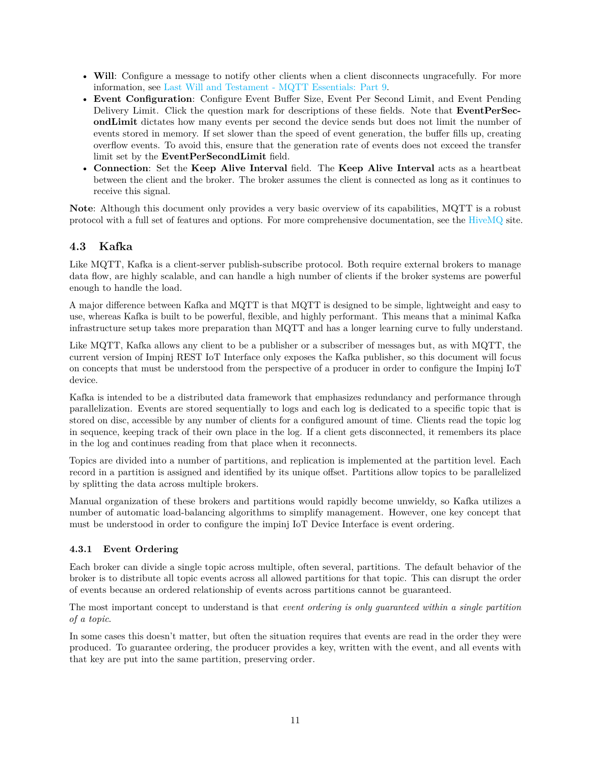- **Will**: Configure a message to notify other clients when a client disconnects ungracefully. For more information, see Last Will and Testament - MQTT Essentials: Part 9.
- **Event Configuration**: Configure Event Buffer Size, Event Per Second Limit, and Event Pending Delivery Limit. Click the question mark for descriptions of these fields. Note that **EventPerSecondLimit** dictates how many events per second the device sends but does not limit the number of events stored in memory. If set slower than the speed of event generation, the buffer fills up, creating overflow events. To avoid this, ensure that the generation rate of events does not exceed the transfer limit set by the **EventPerSecondLimit** field.
- **Connection**: Set the **Keep Alive Interval** field. The **Keep Alive Interval** acts as a heartbeat between the client and the broker. The broker assumes the client is connected as long as it continues to receive this signal.

**Note**: Although this document only provides a very basic overview of its capabilities, MQTT is a robust protocol with a full set of features and options. For more comprehensive documentation, see the HiveMQ site.

## 4.3 Kafka

Like MQTT, Kafka is a client-server publish-subscribe protocol. Both require external brokers to manage data flow, are highly scalable, and can handle a high number of clients if the broker systems are powerful enough to handle the load.

A major difference between Kafka and MQTT is that MQTT is designed to be simple, lightweight and easy to use, whereas Kafka is built to be powerful, flexible, and highly performant. This means that a minimal Kafka infrastructure setup takes more preparation than MQTT and has a longer learning curve to fully understand.

Like MQTT, Kafka allows any client to be a publisher or a subscriber of messages but, as with MQTT, the current version of Impinj REST IoT Interface only exposes the Kafka publisher, so this document will focus on concepts that must be understood from the perspective of a producer in order to configure the Impinj IoT device.

Kafka is intended to be a distributed data framework that emphasizes redundancy and performance through parallelization. Events are stored sequentially to logs and each log is dedicated to a specific topic that is stored on disc, accessible by any number of clients for a configured amount of time. Clients read the topic log in sequence, keeping track of their own place in the log. If a client gets disconnected, it remembers its place in the log and continues reading from that place when it reconnects.

Topics are divided into a number of partitions, and replication is implemented at the partition level. Each record in a partition is assigned and identified by its unique offset. Partitions allow topics to be parallelized by splitting the data across multiple brokers.

Manual organization of these brokers and partitions would rapidly become unwieldy, so Kafka utilizes a number of automatic load-balancing algorithms to simplify management. However, one key concept that must be understood in order to configure the impinj IoT Device Interface is event ordering.

### 4.3.1 Event Ordering

Each broker can divide a single topic across multiple, often several, partitions. The default behavior of the broker is to distribute all topic events across all allowed partitions for that topic. This can disrupt the order of events because an ordered relationship of events across partitions cannot be guaranteed.

The most important concept to understand is that *event ordering is only guaranteed within a single partition of a topic*.

In some cases this doesn't matter, but often the situation requires that events are read in the order they were produced. To guarantee ordering, the producer provides a key, written with the event, and all events with that key are put into the same partition, preserving order.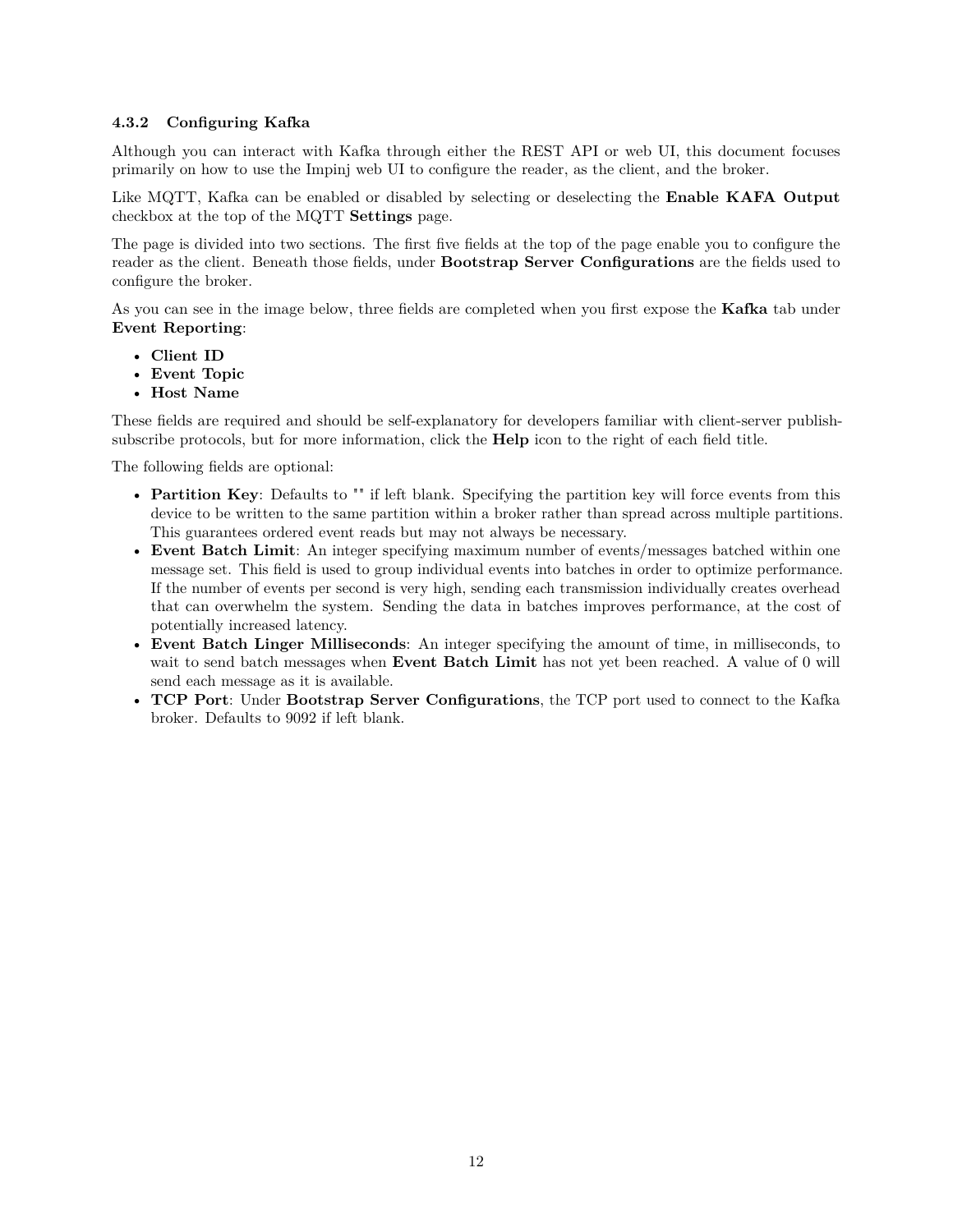#### 4.3.2 Configuring Kafka

Although you can interact with Kafka through either the REST API or web UI, this document focuses primarily on how to use the Impinj web UI to configure the reader, as the client, and the broker.

Like MQTT, Kafka can be enabled or disabled by selecting or deselecting the **Enable KAFA Output** checkbox at the top of the MQTT **Settings** page.

The page is divided into two sections. The first five fields at the top of the page enable you to configure the reader as the client. Beneath those fields, under **Bootstrap Server Configurations** are the fields used to configure the broker.

As you can see in the image below, three fields are completed when you first expose the **Kafka** tab under **Event Reporting**:

- **Client ID**
- **Event Topic**
- **Host Name**

These fields are required and should be self-explanatory for developers familiar with client-server publish-subscribe protocols, but for more information, click the **Help** icon to the right of each field title.

The following fields are optional:

- **Partition Key**: Defaults to "" if left blank. Specifying the partition key will force events from this device to be written to the same partition within a broker rather than spread across multiple partitions. This guarantees ordered event reads but may not always be necessary.
- **Event Batch Limit**: An integer specifying maximum number of events/messages batched within one message set. This field is used to group individual events into batches in order to optimize performance. If the number of events per second is very high, sending each transmission individually creates overhead that can overwhelm the system. Sending the data in batches improves performance, at the cost of potentially increased latency.
- **Event Batch Linger Milliseconds**: An integer specifying the amount of time, in milliseconds, to wait to send batch messages when **Event Batch Limit** has not yet been reached. A value of 0 will send each message as it is available.
- **TCP Port**: Under **Bootstrap Server Configurations**, the TCP port used to connect to the Kafka broker. Defaults to 9092 if left blank.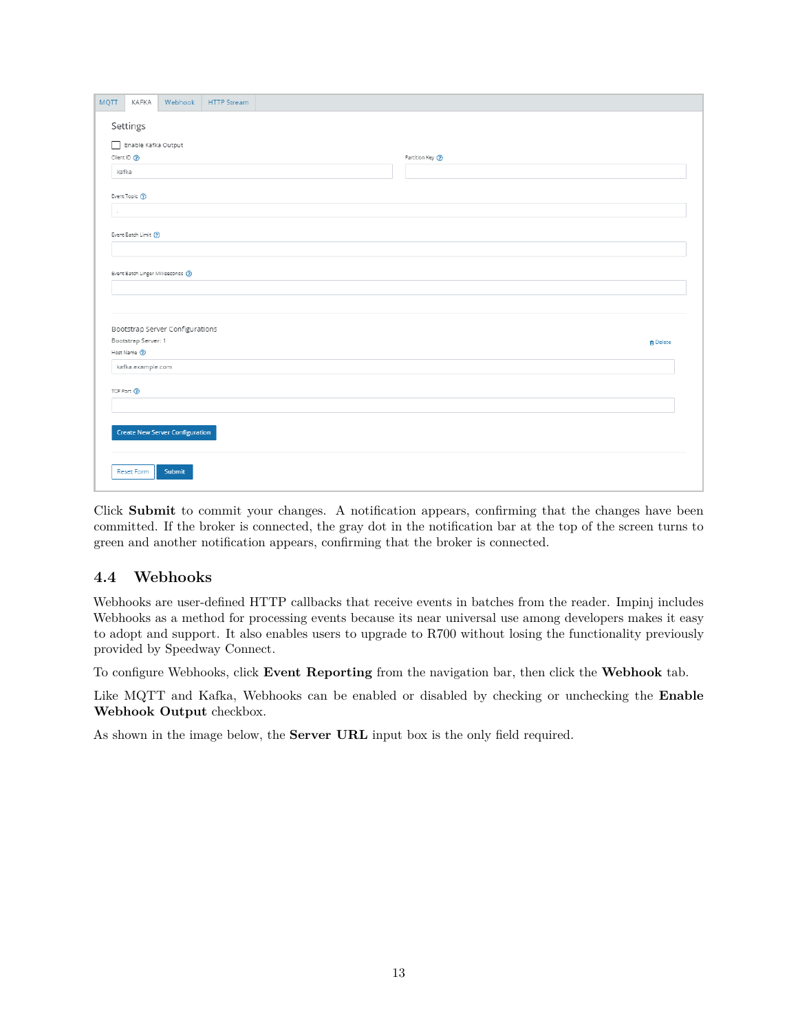Click **Submit** to commit your changes. A notification appears, confirming that the changes have been committed. If the broker is connected, the gray dot in the notification bar at the top of the screen turns to green and another notification appears, confirming that the broker is connected.

## 4.4 Webhooks

Webhooks are user-defined HTTP callbacks that receive events in batches from the reader. Impinj includes Webhooks as a method for processing events because its near universal use among developers makes it easy to adopt and support. It also enables users to upgrade to R700 without losing the functionality previously provided by Speedway Connect.

To configure Webhooks, click **Event Reporting** from the navigation bar, then click the **Webhook** tab.

Like MQTT and Kafka, Webhooks can be enabled or disabled by checking or unchecking the **Enable Webhook Output** checkbox.

As shown in the image below, the **Server URL** input box is the only field required.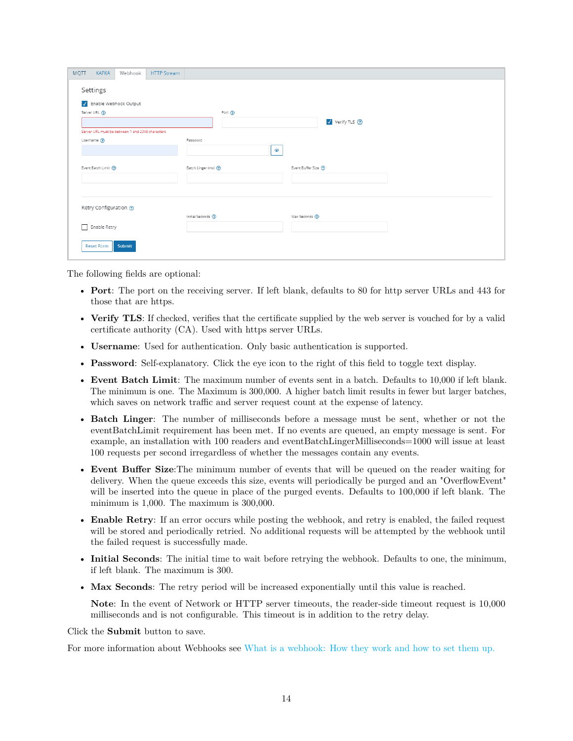The following fields are optional:

- **Port**: The port on the receiving server. If left blank, defaults to 80 for http server URLs and 443 for those that are https.
- **Verify TLS**: If checked, verifies that the certificate supplied by the web server is vouched for by a valid certificate authority (CA). Used with https server URLs.
- **Username**: Used for authentication. Only basic authentication is supported.
- **Password**: Self-explanatory. Click the eye icon to the right of this field to toggle text display.
- **Event Batch Limit**: The maximum number of events sent in a batch. Defaults to 10,000 if left blank. The minimum is one. The Maximum is 300,000. A higher batch limit results in fewer but larger batches, which saves on network traffic and server request count at the expense of latency.
- **Batch Linger**: The number of milliseconds before a message must be sent, whether or not the eventBatchLimit requirement has been met. If no events are queued, an empty message is sent. For example, an installation with 100 readers and eventBatchLingerMilliseconds=1000 will issue at least 100 requests per second irregardless of whether the messages contain any events.
- **Event Buffer Size**:The minimum number of events that will be queued on the reader waiting for delivery. When the queue exceeds this size, events will periodically be purged and an "OverflowEvent" will be inserted into the queue in place of the purged events. Defaults to 100,000 if left blank. The minimum is 1,000. The maximum is 300,000.
- **Enable Retry**: If an error occurs while posting the webhook, and retry is enabled, the failed request will be stored and periodically retried. No additional requests will be attempted by the webhook until the failed request is successfully made.
- **Initial Seconds**: The initial time to wait before retrying the webhook. Defaults to one, the minimum, if left blank. The maximum is 300.
- **Max Seconds**: The retry period will be increased exponentially until this value is reached.

  **Note**: In the event of Network or HTTP server timeouts, the reader-side timeout request is 10,000 milliseconds and is not configurable. This timeout is in addition to the retry delay.

Click the **Submit** button to save.

For more information about Webhooks see What is a webhook: How they work and how to set them up.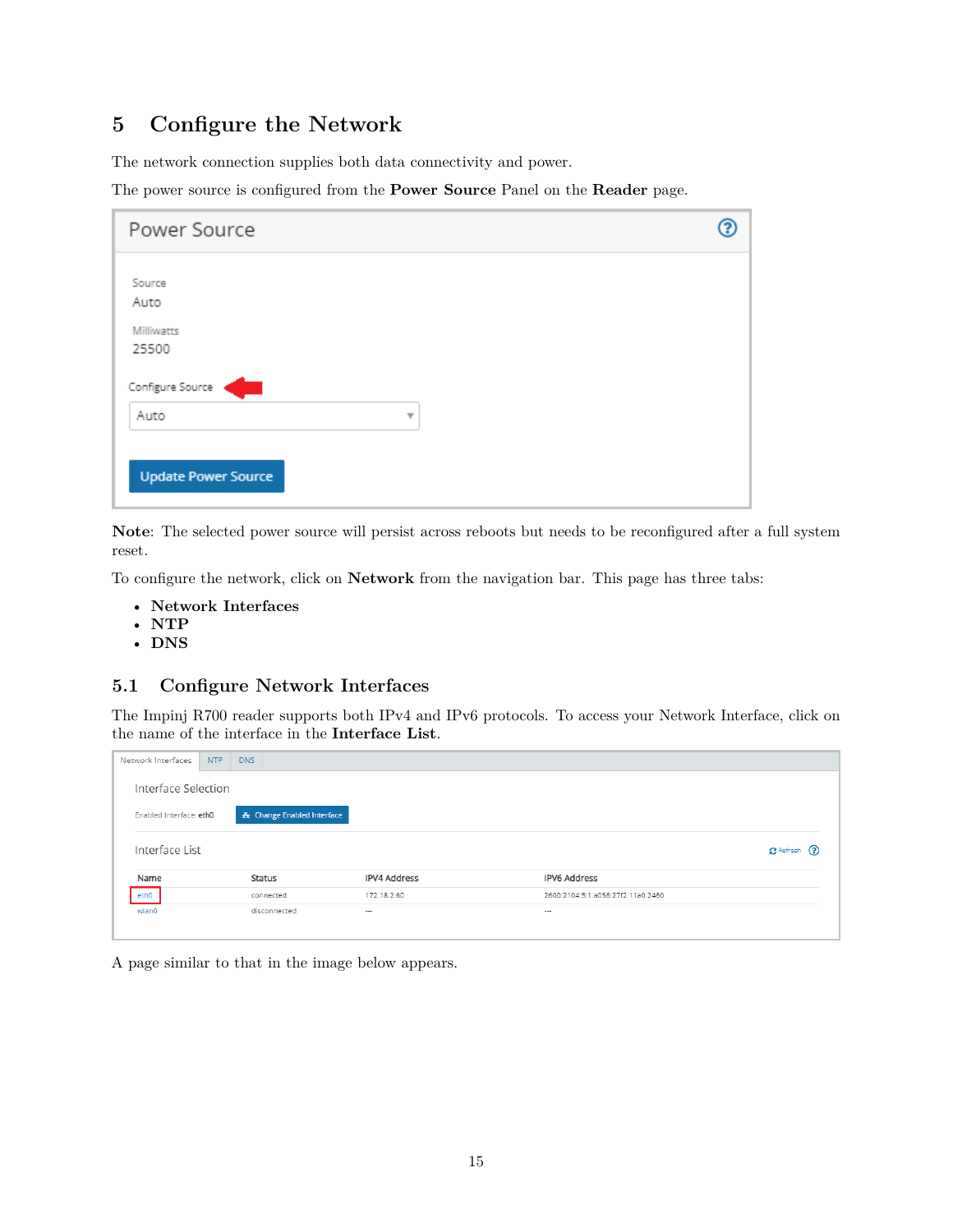# 5 Configure the Network

The network connection supplies both data connectivity and power.

The power source is configured from the **Power Source** Panel on the **Reader** page.

**Note**: The selected power source will persist across reboots but needs to be reconfigured after a full system reset.

To configure the network, click on **Network** from the navigation bar. This page has three tabs:

- **Network Interfaces**
- **NTP**
- **DNS**

## 5.1 Configure Network Interfaces

The Impinj R700 reader supports both IPv4 and IPv6 protocols. To access your Network Interface, click on the name of the interface in the **Interface List**.

A page similar to that in the image below appears.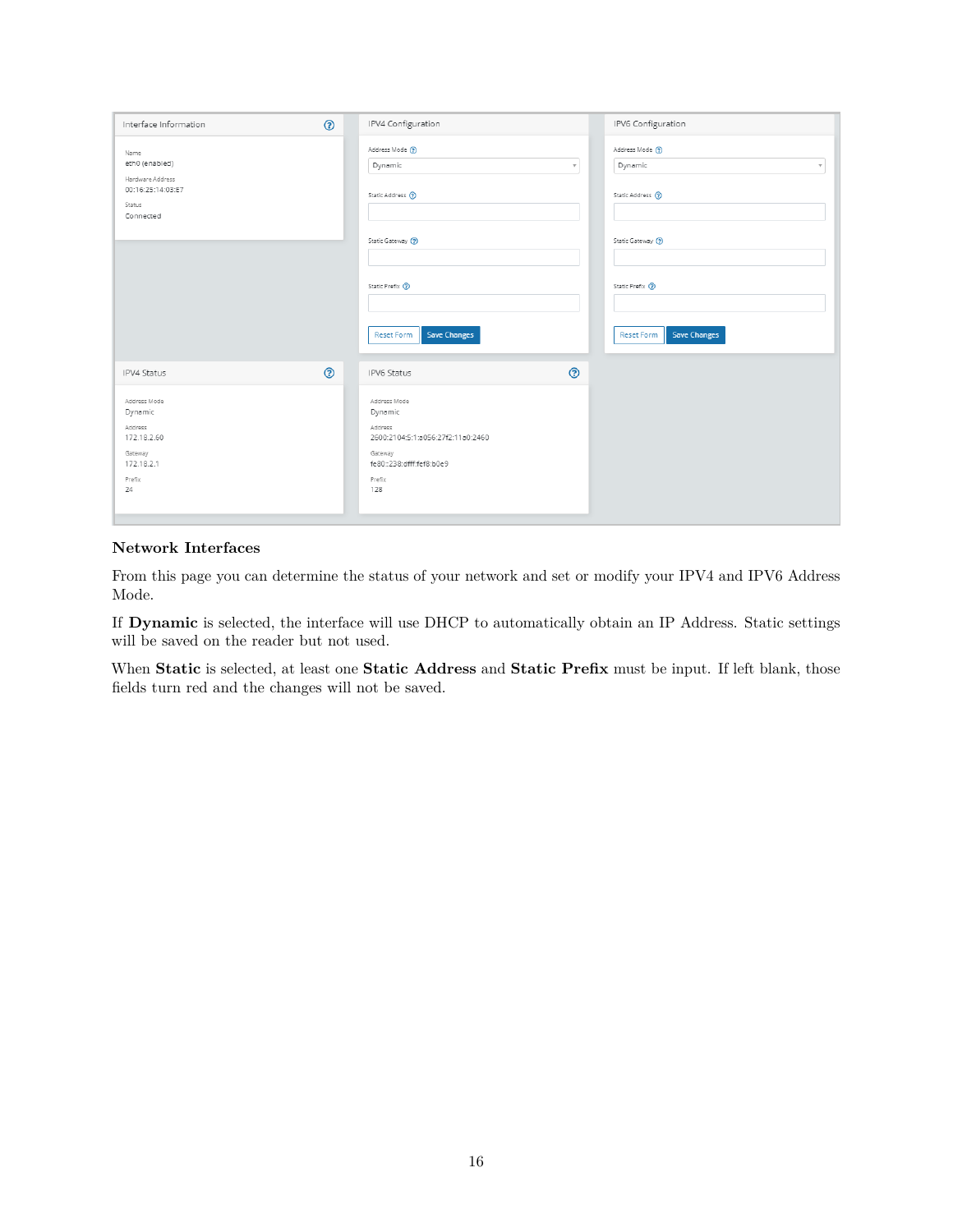### Network Interfaces

From this page you can determine the status of your network and set or modify your IPV4 and IPV6 Address Mode.

If **Dynamic** is selected, the interface will use DHCP to automatically obtain an IP Address. Static settings will be saved on the reader but not used.

When **Static** is selected, at least one **Static Address** and **Static Prefix** must be input. If left blank, those fields turn red and the changes will not be saved.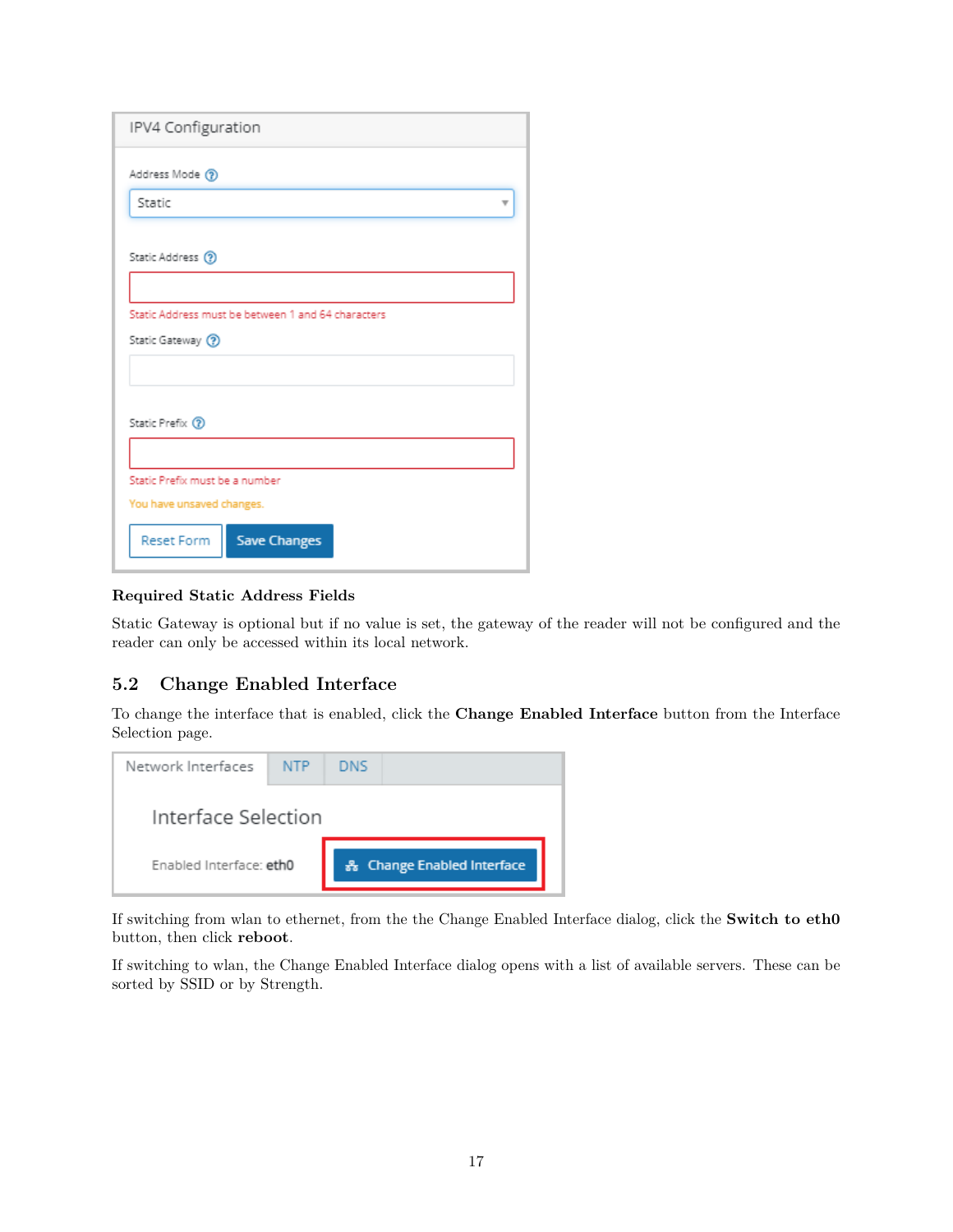**Required Static Address Fields**

Static Gateway is optional but if no value is set, the gateway of the reader will not be configured and the reader can only be accessed within its local network.

## 5.2 Change Enabled Interface

To change the interface that is enabled, click the **Change Enabled Interface** button from the Interface Selection page.

If switching from wlan to ethernet, from the the Change Enabled Interface dialog, click the **Switch to eth0** button, then click **reboot**.

If switching to wlan, the Change Enabled Interface dialog opens with a list of available servers. These can be sorted by SSID or by Strength.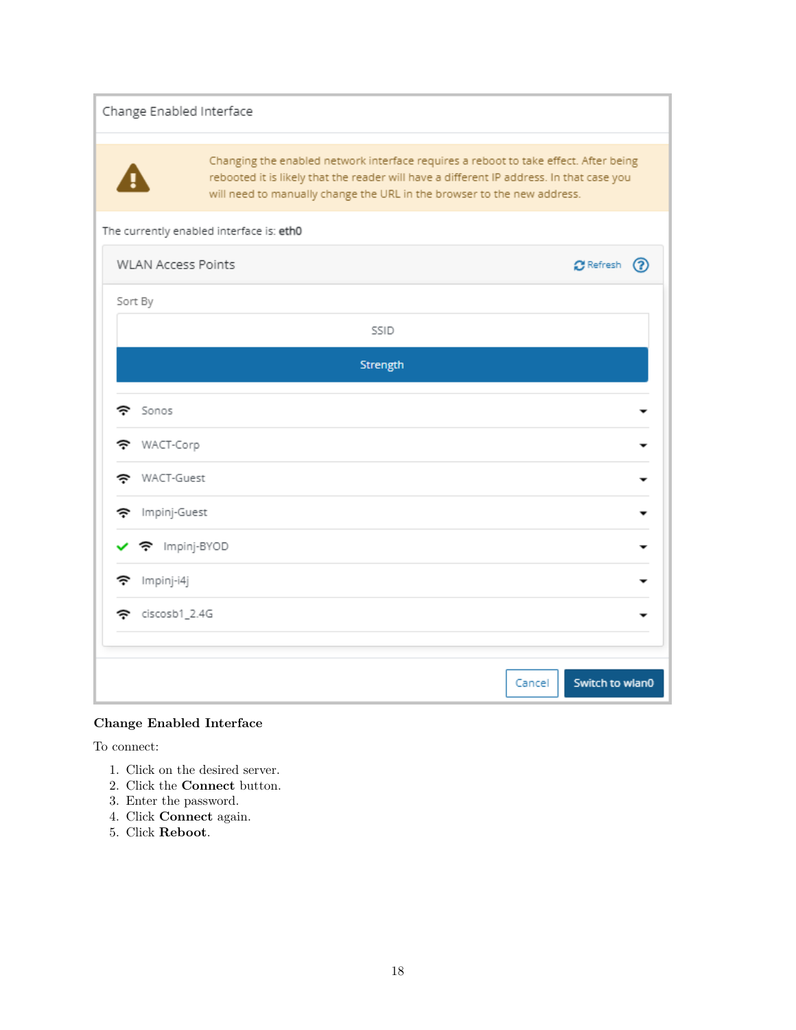Change Enabled Interface

Changing the enabled network interface requires a reboot to take effect. After being rebooted it is likely that the reader will have a different IP address. In that case you will need to manually change the URL in the browser to the new address.

The currently enabled interface is: **eth0**

WLAN Access Points

Refresh

Sort By

SSID

Strength

- Sonos
- WACT-Corp
- WACT-Guest
- Impinj-Guest
- Impinj-BYOD
- Impinj-i4j
- ciscosb1_2.4G

Cancel | Switch to wlan0

**Change Enabled Interface**

To connect:

1. Click on the desired server.
2. Click the **Connect** button.
3. Enter the password.
4. Click **Connect** again.
5. Click **Reboot**.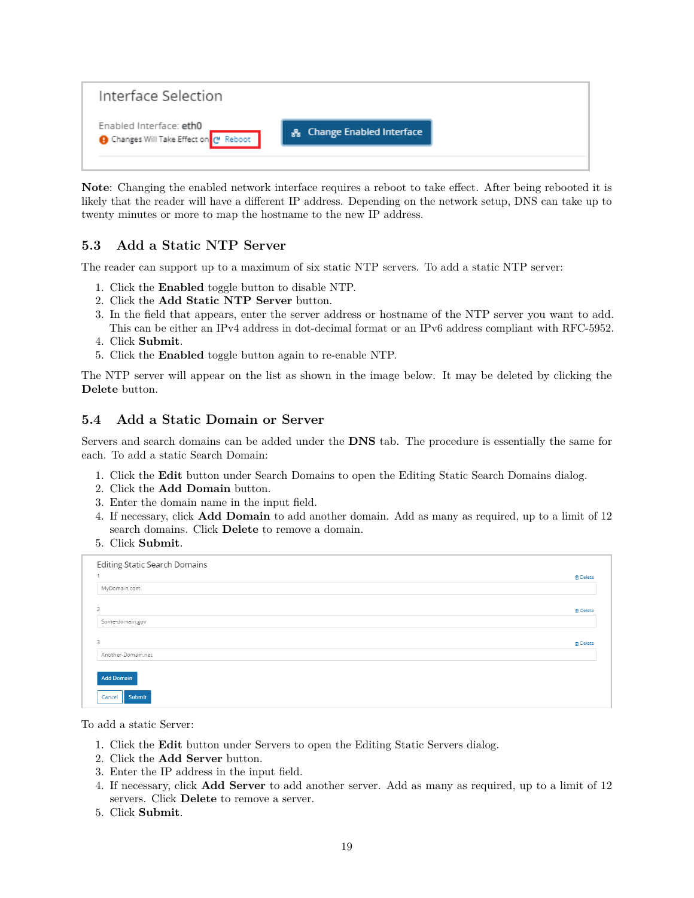**Note**: Changing the enabled network interface requires a reboot to take effect. After being rebooted it is likely that the reader will have a different IP address. Depending on the network setup, DNS can take up to twenty minutes or more to map the hostname to the new IP address.

## 5.3 Add a Static NTP Server

The reader can support up to a maximum of six static NTP servers. To add a static NTP server:

1. Click the **Enabled** toggle button to disable NTP.
2. Click the **Add Static NTP Server** button.
3. In the field that appears, enter the server address or hostname of the NTP server you want to add. This can be either an IPv4 address in dot-decimal format or an IPv6 address compliant with RFC-5952.
4. Click **Submit**.
5. Click the **Enabled** toggle button again to re-enable NTP.

The NTP server will appear on the list as shown in the image below. It may be deleted by clicking the **Delete** button.

## 5.4 Add a Static Domain or Server

Servers and search domains can be added under the **DNS** tab. The procedure is essentially the same for each. To add a static Search Domain:

1. Click the **Edit** button under Search Domains to open the Editing Static Search Domains dialog.
2. Click the **Add Domain** button.
3. Enter the domain name in the input field.
4. If necessary, click **Add Domain** to add another domain. Add as many as required, up to a limit of 12 search domains. Click **Delete** to remove a domain.
5. Click **Submit**.

To add a static Server:

1. Click the **Edit** button under Servers to open the Editing Static Servers dialog.
2. Click the **Add Server** button.
3. Enter the IP address in the input field.
4. If necessary, click **Add Server** to add another server. Add as many as required, up to a limit of 12 servers. Click **Delete** to remove a server.
5. Click **Submit**.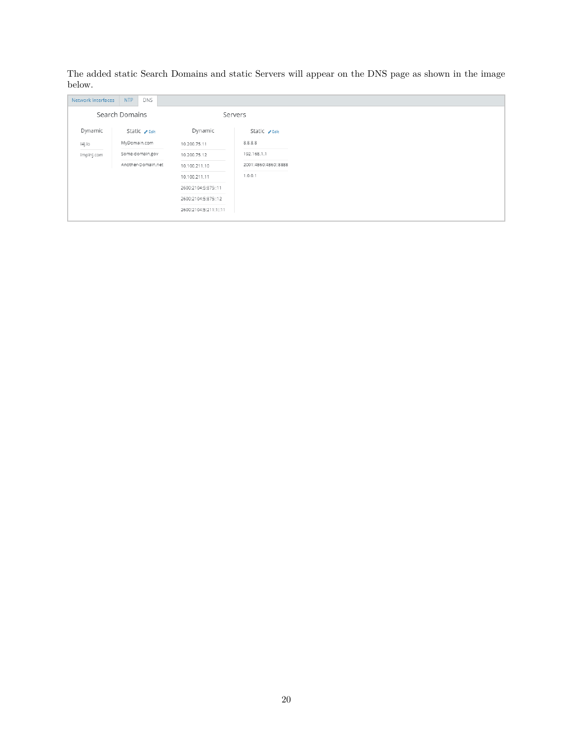The added static Search Domains and static Servers will appear on the DNS page as shown in the image below.

Network Interfaces | NTP | DNS

| Search Domains | | Servers | |
|---|---|---|---|
| Dynamic | Static Edit | Dynamic | Static Edit |
| l4j.io | MyDomain.com | 10.200.75.11 | 8.8.8.8 |
| impinj.com | Some-domain.gov | 10.200.75.12 | 192.168.1.1 |
| | Another-Domain.net | 10.100.211.10 | 2001:4860:4860::8888 |
| | | 10.100.211.11 | 1.0.0.1 |
| | | 2600:2104:5:875::11 | |
| | | 2600:2104:5:875::12 | |
| | | 2600:2104:5:211:1::11 | |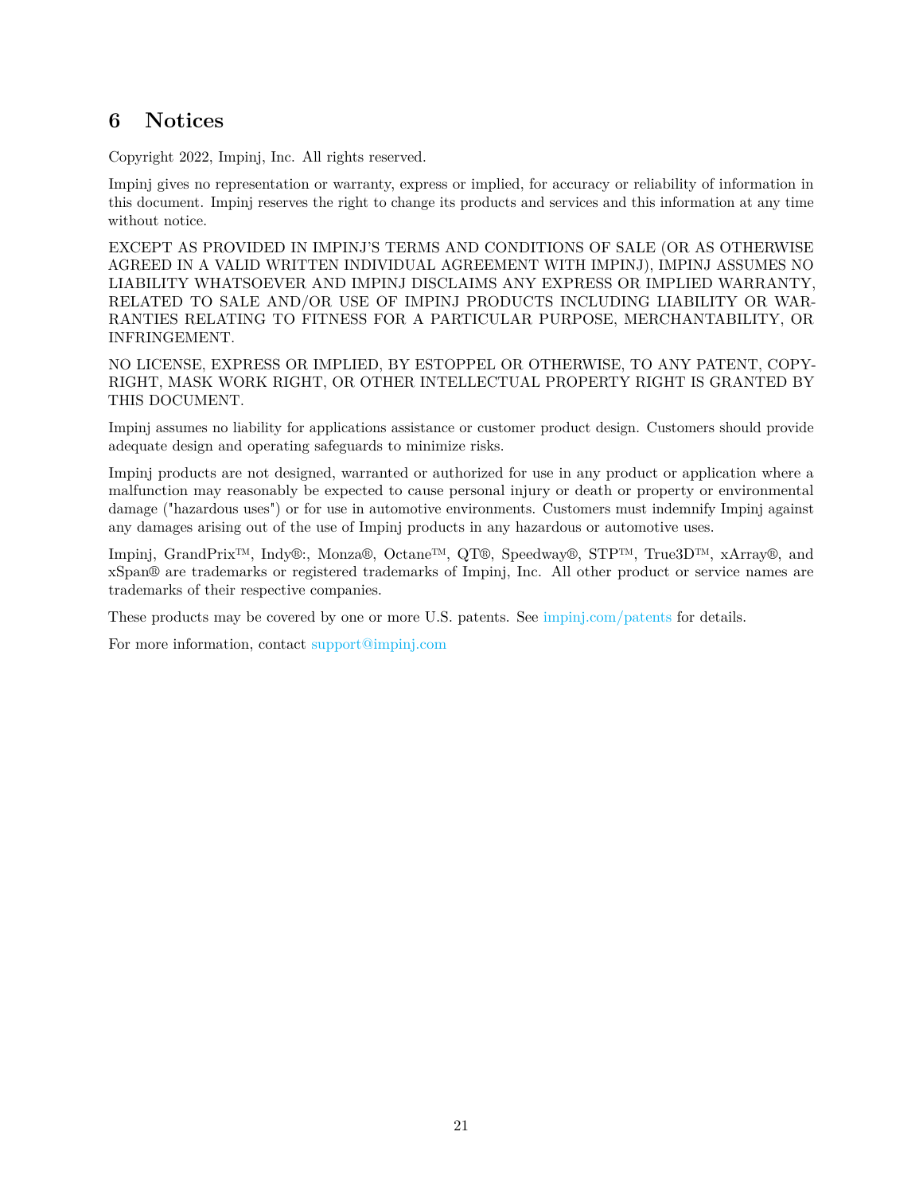# 6 Notices

Copyright 2022, Impinj, Inc. All rights reserved.

Impinj gives no representation or warranty, express or implied, for accuracy or reliability of information in this document. Impinj reserves the right to change its products and services and this information at any time without notice.

EXCEPT AS PROVIDED IN IMPINJ'S TERMS AND CONDITIONS OF SALE (OR AS OTHERWISE AGREED IN A VALID WRITTEN INDIVIDUAL AGREEMENT WITH IMPINJ), IMPINJ ASSUMES NO LIABILITY WHATSOEVER AND IMPINJ DISCLAIMS ANY EXPRESS OR IMPLIED WARRANTY, RELATED TO SALE AND/OR USE OF IMPINJ PRODUCTS INCLUDING LIABILITY OR WARRANTIES RELATING TO FITNESS FOR A PARTICULAR PURPOSE, MERCHANTABILITY, OR INFRINGEMENT.

NO LICENSE, EXPRESS OR IMPLIED, BY ESTOPPEL OR OTHERWISE, TO ANY PATENT, COPYRIGHT, MASK WORK RIGHT, OR OTHER INTELLECTUAL PROPERTY RIGHT IS GRANTED BY THIS DOCUMENT.

Impinj assumes no liability for applications assistance or customer product design. Customers should provide adequate design and operating safeguards to minimize risks.

Impinj products are not designed, warranted or authorized for use in any product or application where a malfunction may reasonably be expected to cause personal injury or death or property or environmental damage ("hazardous uses") or for use in automotive environments. Customers must indemnify Impinj against any damages arising out of the use of Impinj products in any hazardous or automotive uses.

Impinj, GrandPrix™, Indy®:, Monza®, Octane™, QT®, Speedway®, STP™, True3D™, xArray®, and xSpan® are trademarks or registered trademarks of Impinj, Inc. All other product or service names are trademarks of their respective companies.

These products may be covered by one or more U.S. patents. See impinj.com/patents for details.

For more information, contact support@impinj.com